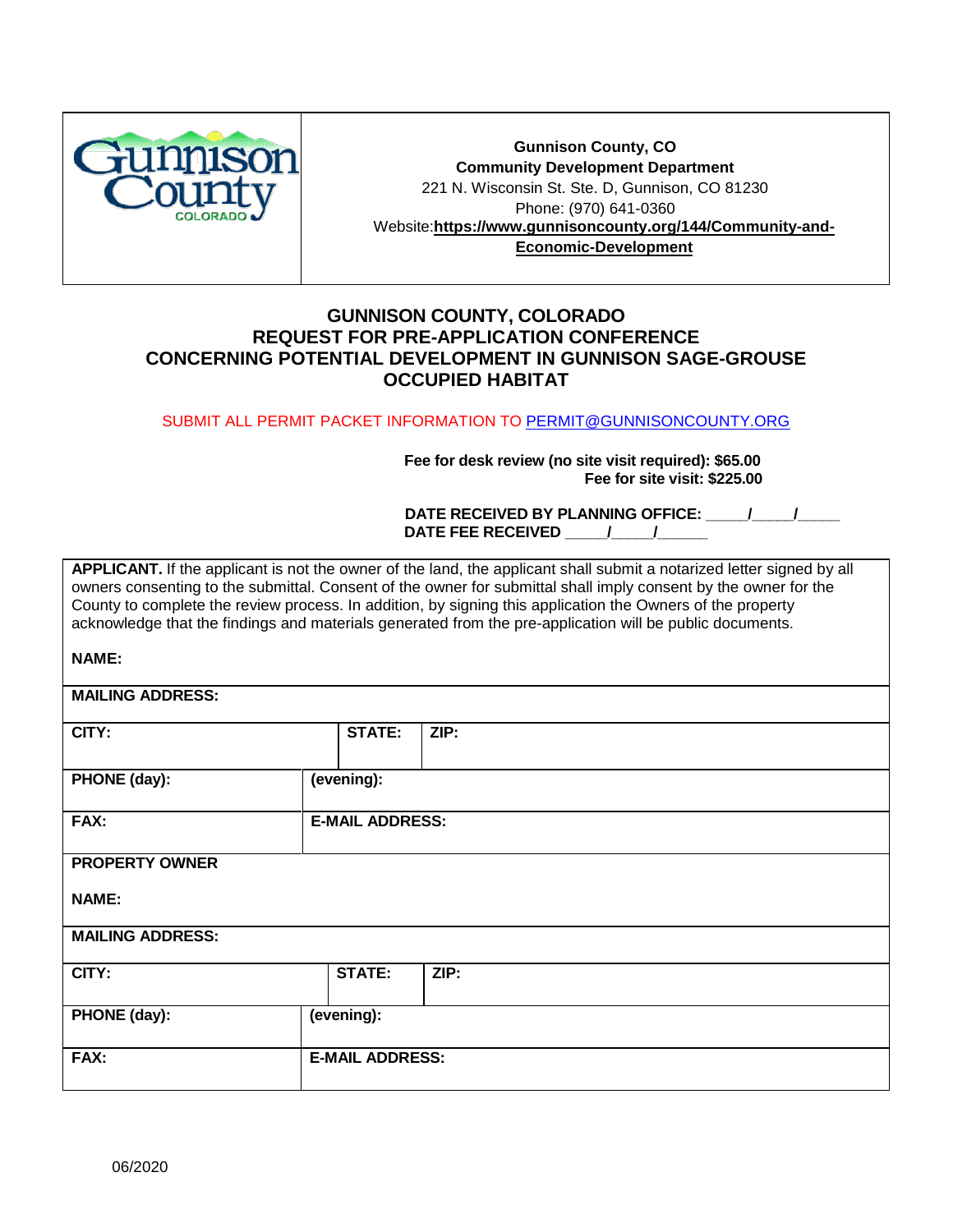| Gunnison County COLORADO | **Gunnison County, CO**<br>**Community Development Department**<br>221 N. Wisconsin St. Ste. D, Gunnison, CO 81230<br>Phone: (970) 641-0360<br>Website:**https://www.gunnisoncounty.org/144/Community-and-Economic-Development** |
|---|---|

# GUNNISON COUNTY, COLORADO
# REQUEST FOR PRE-APPLICATION CONFERENCE
# CONCERNING POTENTIAL DEVELOPMENT IN GUNNISON SAGE-GROUSE OCCUPIED HABITAT

SUBMIT ALL PERMIT PACKET INFORMATION TO PERMIT@GUNNISONCOUNTY.ORG

**Fee for desk review (no site visit required): $65.00**
**Fee for site visit: $225.00**

**DATE RECEIVED BY PLANNING OFFICE: _____/_____/_____**
**DATE FEE RECEIVED _____/_____/______**

**APPLICANT.** If the applicant is not the owner of the land, the applicant shall submit a notarized letter signed by all owners consenting to the submittal. Consent of the owner for submittal shall imply consent by the owner for the County to complete the review process. In addition, by signing this application the Owners of the property acknowledge that the findings and materials generated from the pre-application will be public documents.

| **NAME:** | | |
|---|---|---|
| **MAILING ADDRESS:** | | |
| **CITY:** | **STATE:** | **ZIP:** |
| **PHONE (day):** | **(evening):** | |
| **FAX:** | **E-MAIL ADDRESS:** | |

**PROPERTY OWNER**

| **NAME:** | | |
|---|---|---|
| **MAILING ADDRESS:** | | |
| **CITY:** | **STATE:** | **ZIP:** |
| **PHONE (day):** | **(evening):** | |
| **FAX:** | **E-MAIL ADDRESS:** | |

06/2020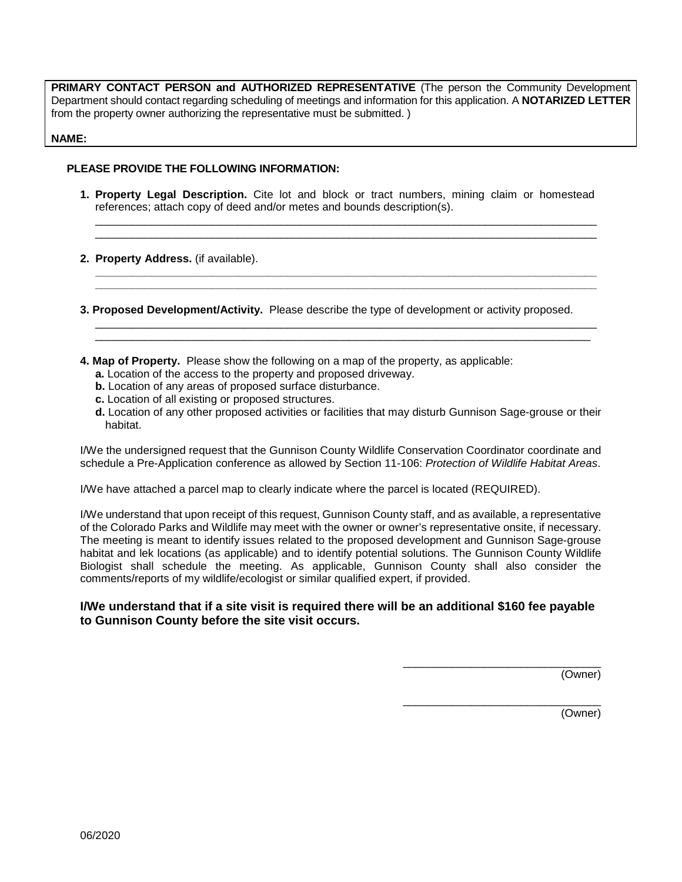**PRIMARY CONTACT PERSON and AUTHORIZED REPRESENTATIVE** (The person the Community Development Department should contact regarding scheduling of meetings and information for this application. A **NOTARIZED LETTER** from the property owner authorizing the representative must be submitted. )

**NAME:**

**PLEASE PROVIDE THE FOLLOWING INFORMATION:**

1. **Property Legal Description.** Cite lot and block or tract numbers, mining claim or homestead references; attach copy of deed and/or metes and bounds description(s).

   ____________________________________________________________________________________
   ____________________________________________________________________________________

2. **Property Address.** (if available).

   ____________________________________________________________________________________
   ____________________________________________________________________________________

3. **Proposed Development/Activity.** Please describe the type of development or activity proposed.

   ____________________________________________________________________________________
   ____________________________________________________________________________________

4. **Map of Property.** Please show the following on a map of the property, as applicable:
   - **a.** Location of the access to the property and proposed driveway.
   - **b.** Location of any areas of proposed surface disturbance.
   - **c.** Location of all existing or proposed structures.
   - **d.** Location of any other proposed activities or facilities that may disturb Gunnison Sage-grouse or their habitat.

I/We the undersigned request that the Gunnison County Wildlife Conservation Coordinator coordinate and schedule a Pre-Application conference as allowed by Section 11-106: *Protection of Wildlife Habitat Areas*.

I/We have attached a parcel map to clearly indicate where the parcel is located (REQUIRED).

I/We understand that upon receipt of this request, Gunnison County staff, and as available, a representative of the Colorado Parks and Wildlife may meet with the owner or owner's representative onsite, if necessary. The meeting is meant to identify issues related to the proposed development and Gunnison Sage-grouse habitat and lek locations (as applicable) and to identify potential solutions. The Gunnison County Wildlife Biologist shall schedule the meeting. As applicable, Gunnison County shall also consider the comments/reports of my wildlife/ecologist or similar qualified expert, if provided.

**I/We understand that if a site visit is required there will be an additional $160 fee payable to Gunnison County before the site visit occurs.**

________________________________
(Owner)

________________________________
(Owner)

06/2020